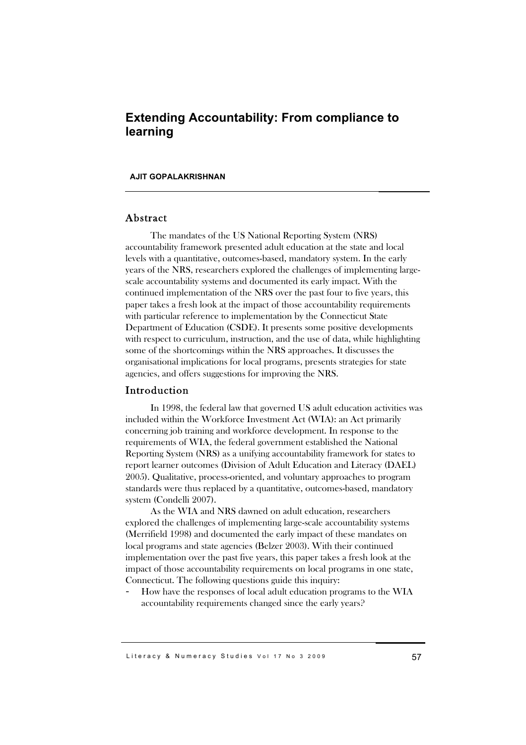# Extending Accountability: From compliance to learning

**AJIT GOPALAKRISHNAN**

## Abstract

The mandates of the US National Reporting System (NRS) accountability framework presented adult education at the state and local levels with a quantitative, outcomes-based, mandatory system. In the early years of the NRS, researchers explored the challenges of implementing large-scale accountability systems and documented its early impact. With the continued implementation of the NRS over the past four to five years, this paper takes a fresh look at the impact of those accountability requirements with particular reference to implementation by the Connecticut State Department of Education (CSDE). It presents some positive developments with respect to curriculum, instruction, and the use of data, while highlighting some of the shortcomings within the NRS approaches. It discusses the organisational implications for local programs, presents strategies for state agencies, and offers suggestions for improving the NRS.

## Introduction

In 1998, the federal law that governed US adult education activities was included within the Workforce Investment Act (WIA): an Act primarily concerning job training and workforce development. In response to the requirements of WIA, the federal government established the National Reporting System (NRS) as a unifying accountability framework for states to report learner outcomes (Division of Adult Education and Literacy (DAEL) 2005). Qualitative, process-oriented, and voluntary approaches to program standards were thus replaced by a quantitative, outcomes-based, mandatory system (Condelli 2007).

As the WIA and NRS dawned on adult education, researchers explored the challenges of implementing large-scale accountability systems (Merrifield 1998) and documented the early impact of these mandates on local programs and state agencies (Belzer 2003). With their continued implementation over the past five years, this paper takes a fresh look at the impact of those accountability requirements on local programs in one state, Connecticut. The following questions guide this inquiry:

- How have the responses of local adult education programs to the WIA accountability requirements changed since the early years?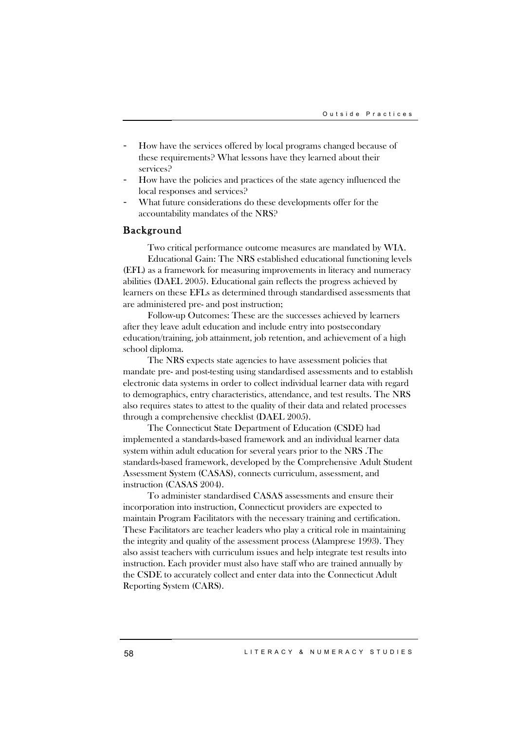- How have the services offered by local programs changed because of these requirements? What lessons have they learned about their services?
- How have the policies and practices of the state agency influenced the local responses and services?
- What future considerations do these developments offer for the accountability mandates of the NRS?

## Background

Two critical performance outcome measures are mandated by WIA.

Educational Gain: The NRS established educational functioning levels (EFL) as a framework for measuring improvements in literacy and numeracy abilities (DAEL 2005). Educational gain reflects the progress achieved by learners on these EFLs as determined through standardised assessments that are administered pre- and post instruction;

Follow-up Outcomes: These are the successes achieved by learners after they leave adult education and include entry into postsecondary education/training, job attainment, job retention, and achievement of a high school diploma.

The NRS expects state agencies to have assessment policies that mandate pre- and post-testing using standardised assessments and to establish electronic data systems in order to collect individual learner data with regard to demographics, entry characteristics, attendance, and test results. The NRS also requires states to attest to the quality of their data and related processes through a comprehensive checklist (DAEL 2005).

The Connecticut State Department of Education (CSDE) had implemented a standards-based framework and an individual learner data system within adult education for several years prior to the NRS .The standards-based framework, developed by the Comprehensive Adult Student Assessment System (CASAS), connects curriculum, assessment, and instruction (CASAS 2004).

To administer standardised CASAS assessments and ensure their incorporation into instruction, Connecticut providers are expected to maintain Program Facilitators with the necessary training and certification. These Facilitators are teacher leaders who play a critical role in maintaining the integrity and quality of the assessment process (Alamprese 1993). They also assist teachers with curriculum issues and help integrate test results into instruction. Each provider must also have staff who are trained annually by the CSDE to accurately collect and enter data into the Connecticut Adult Reporting System (CARS).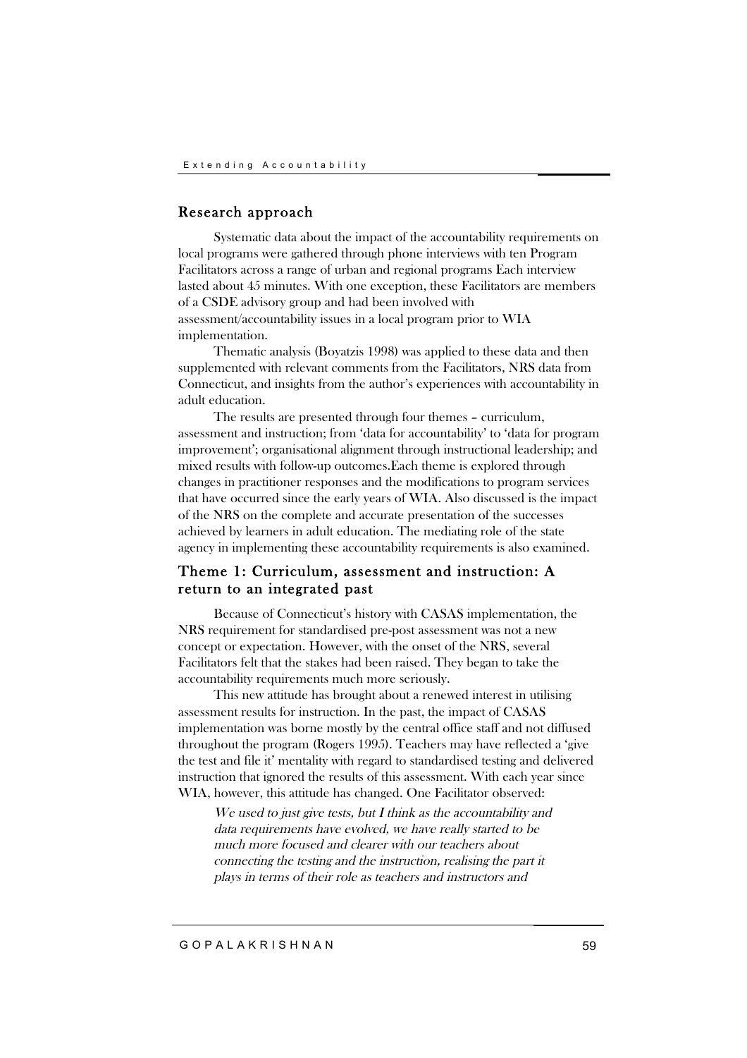## Research approach

Systematic data about the impact of the accountability requirements on local programs were gathered through phone interviews with ten Program Facilitators across a range of urban and regional programs Each interview lasted about 45 minutes. With one exception, these Facilitators are members of a CSDE advisory group and had been involved with assessment/accountability issues in a local program prior to WIA implementation.

Thematic analysis (Boyatzis 1998) was applied to these data and then supplemented with relevant comments from the Facilitators, NRS data from Connecticut, and insights from the author's experiences with accountability in adult education.

The results are presented through four themes – curriculum, assessment and instruction; from 'data for accountability' to 'data for program improvement'; organisational alignment through instructional leadership; and mixed results with follow-up outcomes.Each theme is explored through changes in practitioner responses and the modifications to program services that have occurred since the early years of WIA. Also discussed is the impact of the NRS on the complete and accurate presentation of the successes achieved by learners in adult education. The mediating role of the state agency in implementing these accountability requirements is also examined.

## Theme 1: Curriculum, assessment and instruction: A return to an integrated past

Because of Connecticut's history with CASAS implementation, the NRS requirement for standardised pre-post assessment was not a new concept or expectation. However, with the onset of the NRS, several Facilitators felt that the stakes had been raised. They began to take the accountability requirements much more seriously.

This new attitude has brought about a renewed interest in utilising assessment results for instruction. In the past, the impact of CASAS implementation was borne mostly by the central office staff and not diffused throughout the program (Rogers 1995). Teachers may have reflected a 'give the test and file it' mentality with regard to standardised testing and delivered instruction that ignored the results of this assessment. With each year since WIA, however, this attitude has changed. One Facilitator observed:

> *We used to just give tests, but I think as the accountability and data requirements have evolved, we have really started to be much more focused and clearer with our teachers about connecting the testing and the instruction, realising the part it plays in terms of their role as teachers and instructors and*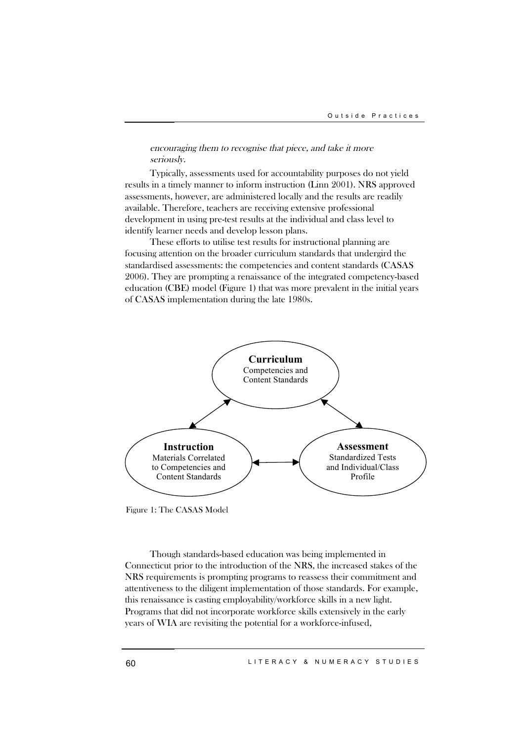*encouraging them to recognise that piece, and take it more seriously.*

Typically, assessments used for accountability purposes do not yield results in a timely manner to inform instruction (Linn 2001). NRS approved assessments, however, are administered locally and the results are readily available. Therefore, teachers are receiving extensive professional development in using pre-test results at the individual and class level to identify learner needs and develop lesson plans.

These efforts to utilise test results for instructional planning are focusing attention on the broader curriculum standards that undergird the standardised assessments: the competencies and content standards (CASAS 2006). They are prompting a renaissance of the integrated competency-based education (CBE) model (Figure 1) that was more prevalent in the initial years of CASAS implementation during the late 1980s.

**Curriculum**
Competencies and Content Standards

**Instruction**
Materials Correlated to Competencies and Content Standards

**Assessment**
Standardized Tests and Individual/Class Profile

Figure 1: The CASAS Model

Though standards-based education was being implemented in Connecticut prior to the introduction of the NRS, the increased stakes of the NRS requirements is prompting programs to reassess their commitment and attentiveness to the diligent implementation of those standards. For example, this renaissance is casting employability/workforce skills in a new light. Programs that did not incorporate workforce skills extensively in the early years of WIA are revisiting the potential for a workforce-infused,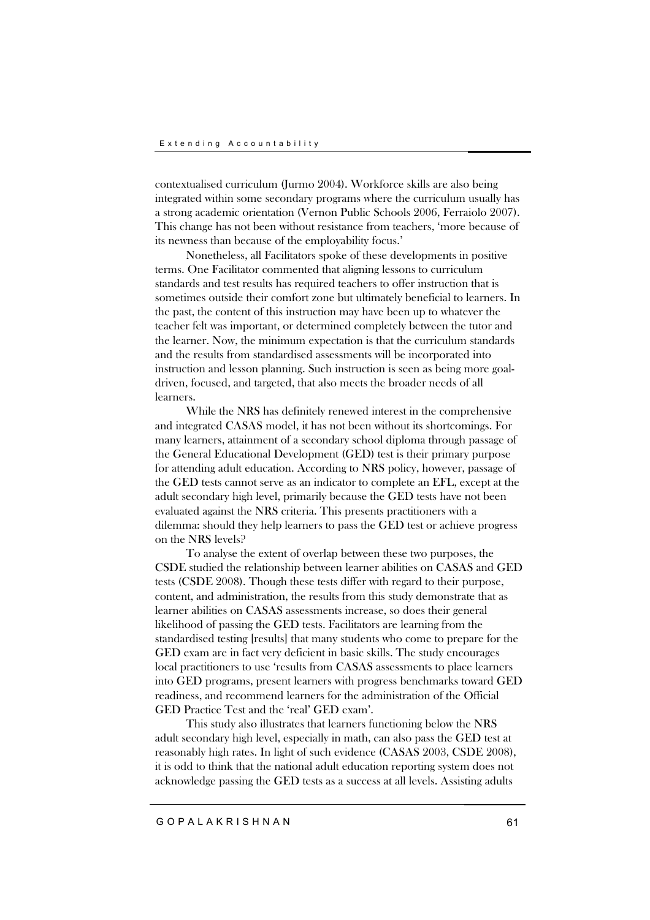contextualised curriculum (Jurmo 2004). Workforce skills are also being integrated within some secondary programs where the curriculum usually has a strong academic orientation (Vernon Public Schools 2006, Ferraiolo 2007). This change has not been without resistance from teachers, 'more because of its newness than because of the employability focus.'

Nonetheless, all Facilitators spoke of these developments in positive terms. One Facilitator commented that aligning lessons to curriculum standards and test results has required teachers to offer instruction that is sometimes outside their comfort zone but ultimately beneficial to learners. In the past, the content of this instruction may have been up to whatever the teacher felt was important, or determined completely between the tutor and the learner. Now, the minimum expectation is that the curriculum standards and the results from standardised assessments will be incorporated into instruction and lesson planning. Such instruction is seen as being more goal-driven, focused, and targeted, that also meets the broader needs of all learners.

While the NRS has definitely renewed interest in the comprehensive and integrated CASAS model, it has not been without its shortcomings. For many learners, attainment of a secondary school diploma through passage of the General Educational Development (GED) test is their primary purpose for attending adult education. According to NRS policy, however, passage of the GED tests cannot serve as an indicator to complete an EFL, except at the adult secondary high level, primarily because the GED tests have not been evaluated against the NRS criteria. This presents practitioners with a dilemma: should they help learners to pass the GED test or achieve progress on the NRS levels?

To analyse the extent of overlap between these two purposes, the CSDE studied the relationship between learner abilities on CASAS and GED tests (CSDE 2008). Though these tests differ with regard to their purpose, content, and administration, the results from this study demonstrate that as learner abilities on CASAS assessments increase, so does their general likelihood of passing the GED tests. Facilitators are learning from the standardised testing [results] that many students who come to prepare for the GED exam are in fact very deficient in basic skills. The study encourages local practitioners to use 'results from CASAS assessments to place learners into GED programs, present learners with progress benchmarks toward GED readiness, and recommend learners for the administration of the Official GED Practice Test and the 'real' GED exam'.

This study also illustrates that learners functioning below the NRS adult secondary high level, especially in math, can also pass the GED test at reasonably high rates. In light of such evidence (CASAS 2003, CSDE 2008), it is odd to think that the national adult education reporting system does not acknowledge passing the GED tests as a success at all levels. Assisting adults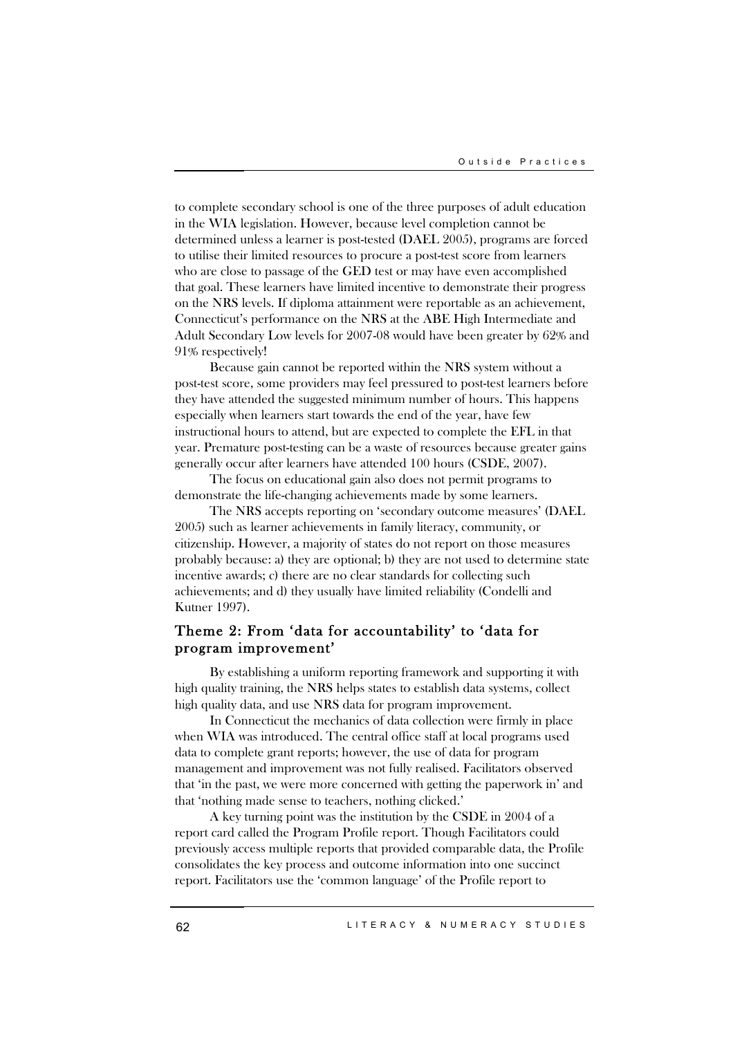to complete secondary school is one of the three purposes of adult education in the WIA legislation. However, because level completion cannot be determined unless a learner is post-tested (DAEL 2005), programs are forced to utilise their limited resources to procure a post-test score from learners who are close to passage of the GED test or may have even accomplished that goal. These learners have limited incentive to demonstrate their progress on the NRS levels. If diploma attainment were reportable as an achievement, Connecticut's performance on the NRS at the ABE High Intermediate and Adult Secondary Low levels for 2007-08 would have been greater by 62% and 91% respectively!

Because gain cannot be reported within the NRS system without a post-test score, some providers may feel pressured to post-test learners before they have attended the suggested minimum number of hours. This happens especially when learners start towards the end of the year, have few instructional hours to attend, but are expected to complete the EFL in that year. Premature post-testing can be a waste of resources because greater gains generally occur after learners have attended 100 hours (CSDE, 2007).

The focus on educational gain also does not permit programs to demonstrate the life-changing achievements made by some learners.

The NRS accepts reporting on 'secondary outcome measures' (DAEL 2005) such as learner achievements in family literacy, community, or citizenship. However, a majority of states do not report on those measures probably because: a) they are optional; b) they are not used to determine state incentive awards; c) there are no clear standards for collecting such achievements; and d) they usually have limited reliability (Condelli and Kutner 1997).

## Theme 2: From 'data for accountability' to 'data for program improvement'

By establishing a uniform reporting framework and supporting it with high quality training, the NRS helps states to establish data systems, collect high quality data, and use NRS data for program improvement.

In Connecticut the mechanics of data collection were firmly in place when WIA was introduced. The central office staff at local programs used data to complete grant reports; however, the use of data for program management and improvement was not fully realised. Facilitators observed that 'in the past, we were more concerned with getting the paperwork in' and that 'nothing made sense to teachers, nothing clicked.'

A key turning point was the institution by the CSDE in 2004 of a report card called the Program Profile report. Though Facilitators could previously access multiple reports that provided comparable data, the Profile consolidates the key process and outcome information into one succinct report. Facilitators use the 'common language' of the Profile report to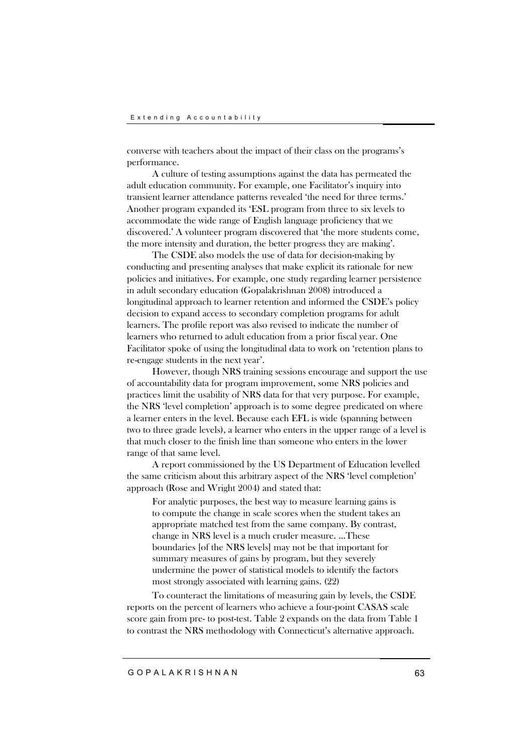converse with teachers about the impact of their class on the programs's performance.

A culture of testing assumptions against the data has permeated the adult education community. For example, one Facilitator's inquiry into transient learner attendance patterns revealed 'the need for three terms.' Another program expanded its 'ESL program from three to six levels to accommodate the wide range of English language proficiency that we discovered.' A volunteer program discovered that 'the more students come, the more intensity and duration, the better progress they are making'.

The CSDE also models the use of data for decision-making by conducting and presenting analyses that make explicit its rationale for new policies and initiatives. For example, one study regarding learner persistence in adult secondary education (Gopalakrishnan 2008) introduced a longitudinal approach to learner retention and informed the CSDE's policy decision to expand access to secondary completion programs for adult learners. The profile report was also revised to indicate the number of learners who returned to adult education from a prior fiscal year. One Facilitator spoke of using the longitudinal data to work on 'retention plans to re-engage students in the next year'.

However, though NRS training sessions encourage and support the use of accountability data for program improvement, some NRS policies and practices limit the usability of NRS data for that very purpose. For example, the NRS 'level completion' approach is to some degree predicated on where a learner enters in the level. Because each EFL is wide (spanning between two to three grade levels), a learner who enters in the upper range of a level is that much closer to the finish line than someone who enters in the lower range of that same level.

A report commissioned by the US Department of Education levelled the same criticism about this arbitrary aspect of the NRS 'level completion' approach (Rose and Wright 2004) and stated that:

> For analytic purposes, the best way to measure learning gains is to compute the change in scale scores when the student takes an appropriate matched test from the same company. By contrast, change in NRS level is a much cruder measure. ...These boundaries [of the NRS levels] may not be that important for summary measures of gains by program, but they severely undermine the power of statistical models to identify the factors most strongly associated with learning gains. (22)

To counteract the limitations of measuring gain by levels, the CSDE reports on the percent of learners who achieve a four-point CASAS scale score gain from pre- to post-test. Table 2 expands on the data from Table 1 to contrast the NRS methodology with Connecticut's alternative approach.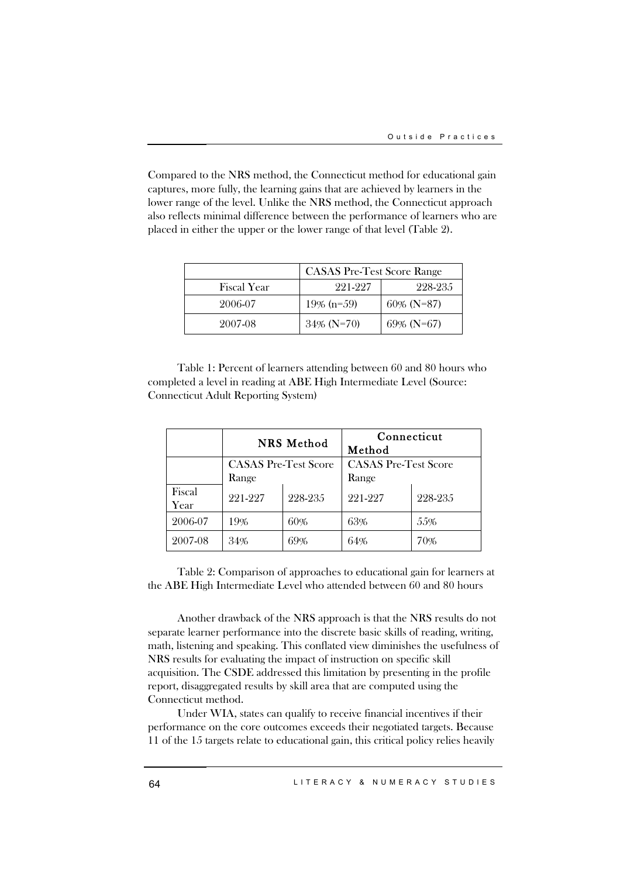Compared to the NRS method, the Connecticut method for educational gain captures, more fully, the learning gains that are achieved by learners in the lower range of the level. Unlike the NRS method, the Connecticut approach also reflects minimal difference between the performance of learners who are placed in either the upper or the lower range of that level (Table 2).

| | CASAS Pre-Test Score Range | |
|---|---|---|
| Fiscal Year | 221-227 | 228-235 |
| 2006-07 | 19% (n=59) | 60% (N=87) |
| 2007-08 | 34% (N=70) | 69% (N=67) |

Table 1: Percent of learners attending between 60 and 80 hours who completed a level in reading at ABE High Intermediate Level (Source: Connecticut Adult Reporting System)

| | NRS Method | | Connecticut Method | |
|---|---|---|---|---|
| | CASAS Pre-Test Score Range | | CASAS Pre-Test Score Range | |
| Fiscal Year | 221-227 | 228-235 | 221-227 | 228-235 |
| 2006-07 | 19% | 60% | 63% | 55% |
| 2007-08 | 34% | 69% | 64% | 70% |

Table 2: Comparison of approaches to educational gain for learners at the ABE High Intermediate Level who attended between 60 and 80 hours

Another drawback of the NRS approach is that the NRS results do not separate learner performance into the discrete basic skills of reading, writing, math, listening and speaking. This conflated view diminishes the usefulness of NRS results for evaluating the impact of instruction on specific skill acquisition. The CSDE addressed this limitation by presenting in the profile report, disaggregated results by skill area that are computed using the Connecticut method.

Under WIA, states can qualify to receive financial incentives if their performance on the core outcomes exceeds their negotiated targets. Because 11 of the 15 targets relate to educational gain, this critical policy relies heavily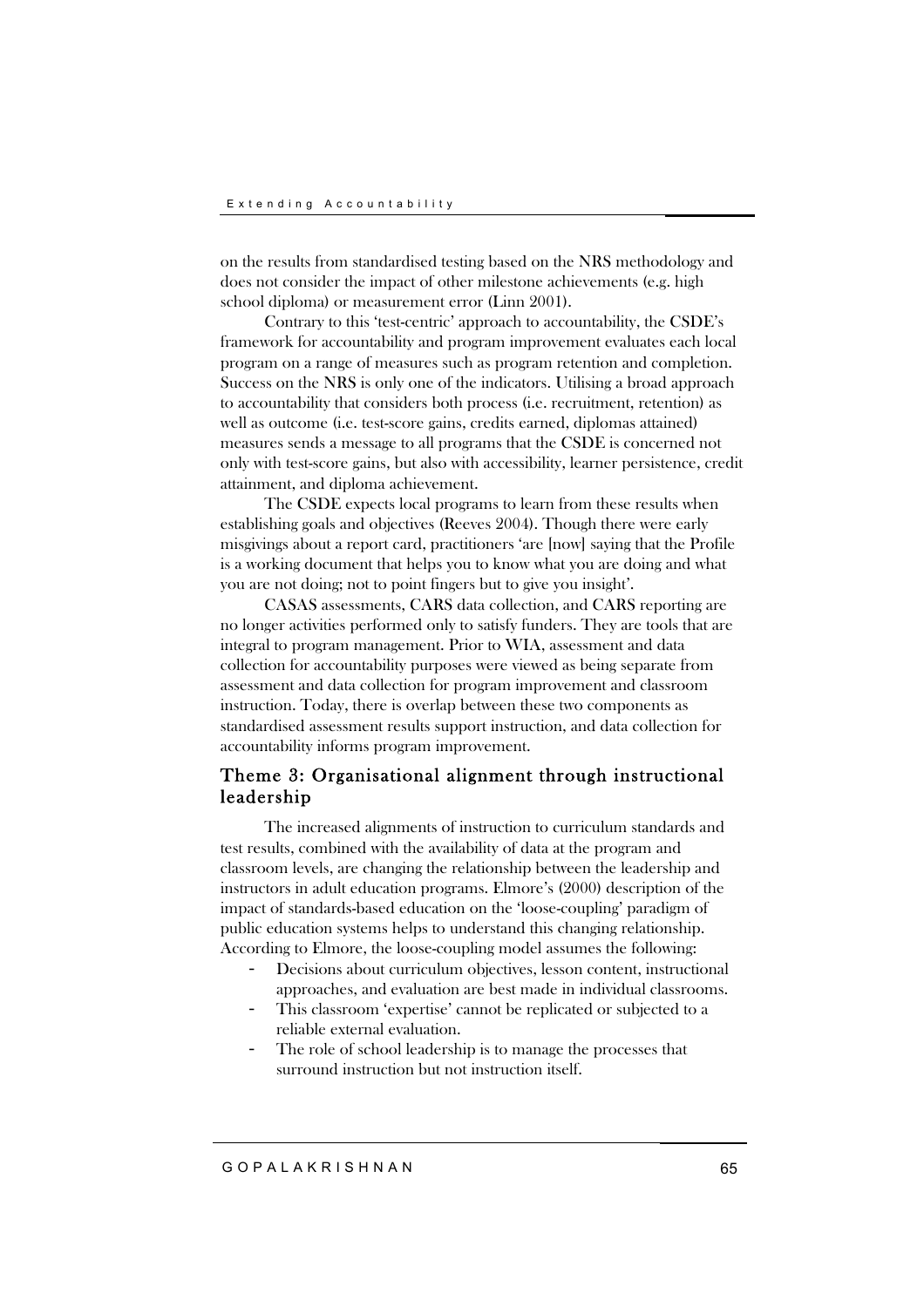on the results from standardised testing based on the NRS methodology and does not consider the impact of other milestone achievements (e.g. high school diploma) or measurement error (Linn 2001).

Contrary to this 'test-centric' approach to accountability, the CSDE's framework for accountability and program improvement evaluates each local program on a range of measures such as program retention and completion. Success on the NRS is only one of the indicators. Utilising a broad approach to accountability that considers both process (i.e. recruitment, retention) as well as outcome (i.e. test-score gains, credits earned, diplomas attained) measures sends a message to all programs that the CSDE is concerned not only with test-score gains, but also with accessibility, learner persistence, credit attainment, and diploma achievement.

The CSDE expects local programs to learn from these results when establishing goals and objectives (Reeves 2004). Though there were early misgivings about a report card, practitioners 'are [now] saying that the Profile is a working document that helps you to know what you are doing and what you are not doing; not to point fingers but to give you insight'.

CASAS assessments, CARS data collection, and CARS reporting are no longer activities performed only to satisfy funders. They are tools that are integral to program management. Prior to WIA, assessment and data collection for accountability purposes were viewed as being separate from assessment and data collection for program improvement and classroom instruction. Today, there is overlap between these two components as standardised assessment results support instruction, and data collection for accountability informs program improvement.

## Theme 3: Organisational alignment through instructional leadership

The increased alignments of instruction to curriculum standards and test results, combined with the availability of data at the program and classroom levels, are changing the relationship between the leadership and instructors in adult education programs. Elmore's (2000) description of the impact of standards-based education on the 'loose-coupling' paradigm of public education systems helps to understand this changing relationship. According to Elmore, the loose-coupling model assumes the following:

- Decisions about curriculum objectives, lesson content, instructional approaches, and evaluation are best made in individual classrooms.
- This classroom 'expertise' cannot be replicated or subjected to a reliable external evaluation.
- The role of school leadership is to manage the processes that surround instruction but not instruction itself.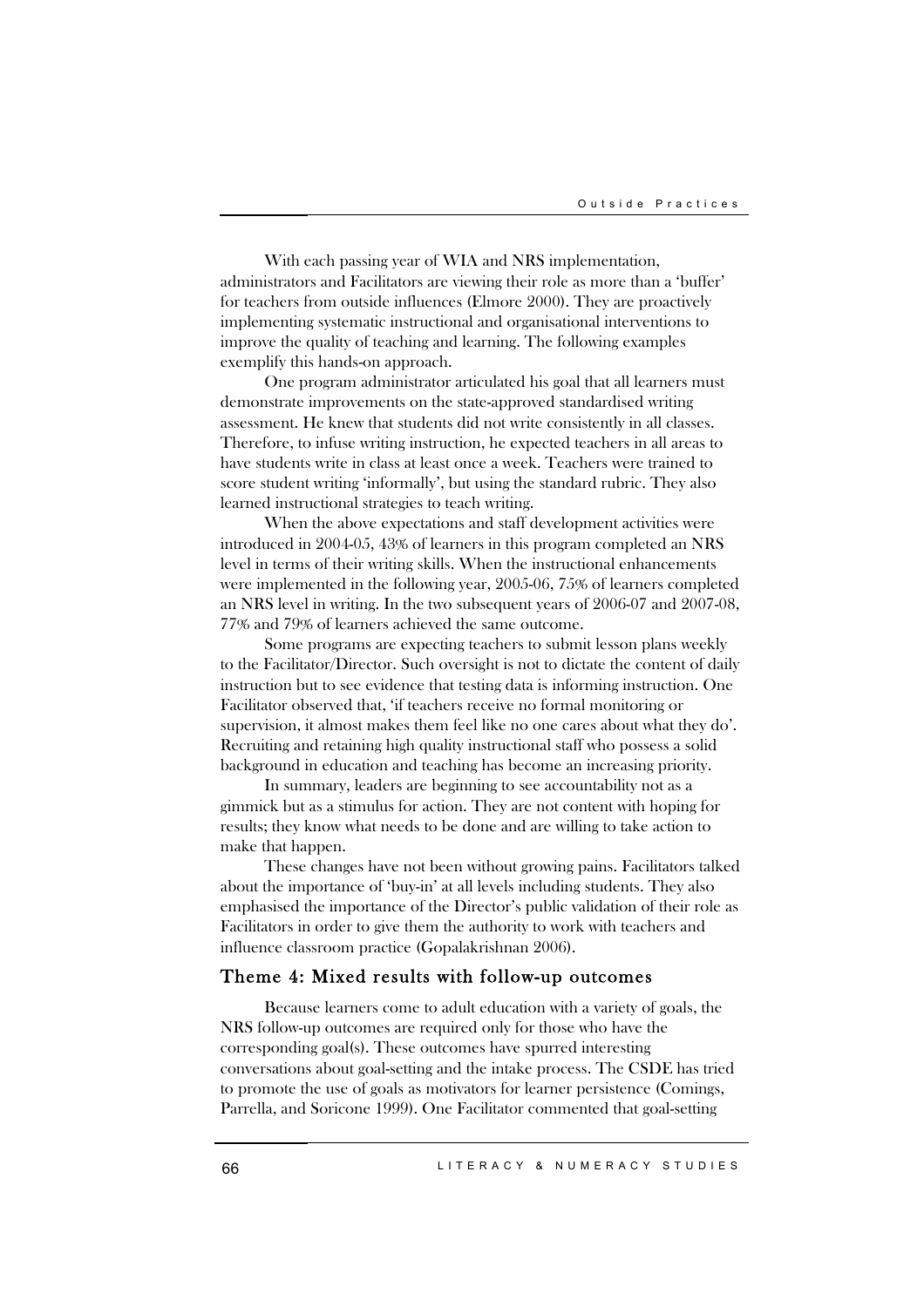With each passing year of WIA and NRS implementation, administrators and Facilitators are viewing their role as more than a 'buffer' for teachers from outside influences (Elmore 2000). They are proactively implementing systematic instructional and organisational interventions to improve the quality of teaching and learning. The following examples exemplify this hands-on approach.

One program administrator articulated his goal that all learners must demonstrate improvements on the state-approved standardised writing assessment. He knew that students did not write consistently in all classes. Therefore, to infuse writing instruction, he expected teachers in all areas to have students write in class at least once a week. Teachers were trained to score student writing 'informally', but using the standard rubric. They also learned instructional strategies to teach writing.

When the above expectations and staff development activities were introduced in 2004-05, 43% of learners in this program completed an NRS level in terms of their writing skills. When the instructional enhancements were implemented in the following year, 2005-06, 75% of learners completed an NRS level in writing. In the two subsequent years of 2006-07 and 2007-08, 77% and 79% of learners achieved the same outcome.

Some programs are expecting teachers to submit lesson plans weekly to the Facilitator/Director. Such oversight is not to dictate the content of daily instruction but to see evidence that testing data is informing instruction. One Facilitator observed that, 'if teachers receive no formal monitoring or supervision, it almost makes them feel like no one cares about what they do'. Recruiting and retaining high quality instructional staff who possess a solid background in education and teaching has become an increasing priority.

In summary, leaders are beginning to see accountability not as a gimmick but as a stimulus for action. They are not content with hoping for results; they know what needs to be done and are willing to take action to make that happen.

These changes have not been without growing pains. Facilitators talked about the importance of 'buy-in' at all levels including students. They also emphasised the importance of the Director's public validation of their role as Facilitators in order to give them the authority to work with teachers and influence classroom practice (Gopalakrishnan 2006).

## Theme 4: Mixed results with follow-up outcomes

Because learners come to adult education with a variety of goals, the NRS follow-up outcomes are required only for those who have the corresponding goal(s). These outcomes have spurred interesting conversations about goal-setting and the intake process. The CSDE has tried to promote the use of goals as motivators for learner persistence (Comings, Parrella, and Soricone 1999). One Facilitator commented that goal-setting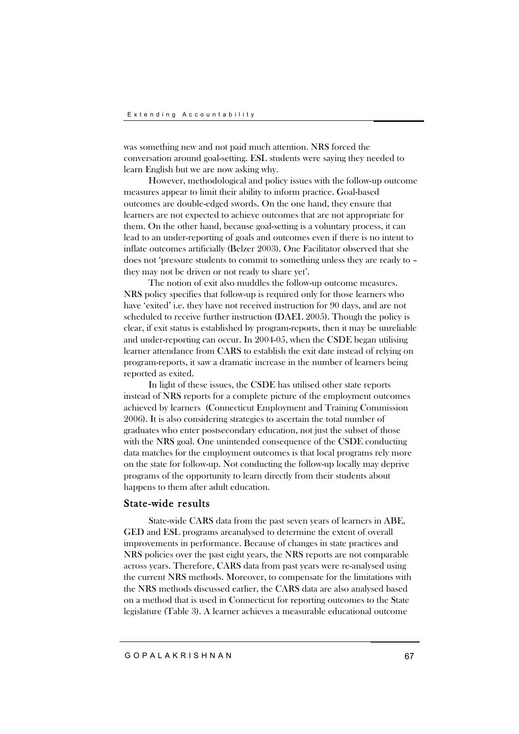was something new and not paid much attention. NRS forced the conversation around goal-setting. ESL students were saying they needed to learn English but we are now asking why.

However, methodological and policy issues with the follow-up outcome measures appear to limit their ability to inform practice. Goal-based outcomes are double-edged swords. On the one hand, they ensure that learners are not expected to achieve outcomes that are not appropriate for them. On the other hand, because goal-setting is a voluntary process, it can lead to an under-reporting of goals and outcomes even if there is no intent to inflate outcomes artificially (Belzer 2003). One Facilitator observed that she does not 'pressure students to commit to something unless they are ready to – they may not be driven or not ready to share yet'.

The notion of exit also muddles the follow-up outcome measures. NRS policy specifies that follow-up is required only for those learners who have 'exited' i.e. they have not received instruction for 90 days, and are not scheduled to receive further instruction (DAEL 2005). Though the policy is clear, if exit status is established by program-reports, then it may be unreliable and under-reporting can occur. In 2004-05, when the CSDE began utilising learner attendance from CARS to establish the exit date instead of relying on program-reports, it saw a dramatic increase in the number of learners being reported as exited.

In light of these issues, the CSDE has utilised other state reports instead of NRS reports for a complete picture of the employment outcomes achieved by learners (Connecticut Employment and Training Commission 2006). It is also considering strategies to ascertain the total number of graduates who enter postsecondary education, not just the subset of those with the NRS goal. One unintended consequence of the CSDE conducting data matches for the employment outcomes is that local programs rely more on the state for follow-up. Not conducting the follow-up locally may deprive programs of the opportunity to learn directly from their students about happens to them after adult education.

## State-wide results

State-wide CARS data from the past seven years of learners in ABE, GED and ESL programs areanalysed to determine the extent of overall improvements in performance. Because of changes in state practices and NRS policies over the past eight years, the NRS reports are not comparable across years. Therefore, CARS data from past years were re-analysed using the current NRS methods. Moreover, to compensate for the limitations with the NRS methods discussed earlier, the CARS data are also analysed based on a method that is used in Connecticut for reporting outcomes to the State legislature (Table 3). A learner achieves a measurable educational outcome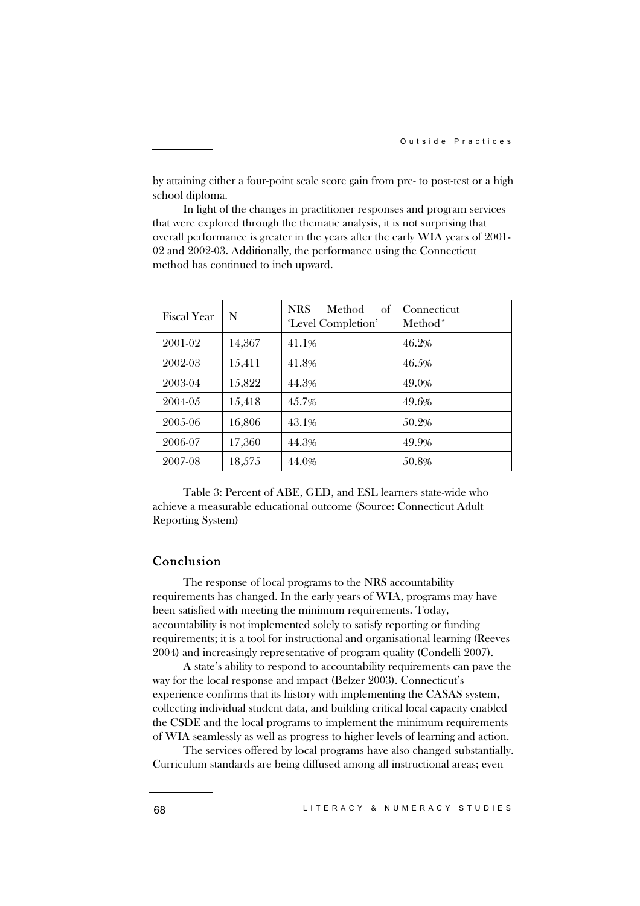by attaining either a four-point scale score gain from pre- to post-test or a high school diploma.

In light of the changes in practitioner responses and program services that were explored through the thematic analysis, it is not surprising that overall performance is greater in the years after the early WIA years of 2001-02 and 2002-03. Additionally, the performance using the Connecticut method has continued to inch upward.

| Fiscal Year | N | NRS Method of 'Level Completion' | Connecticut Method* |
|---|---|---|---|
| 2001-02 | 14,367 | 41.1% | 46.2% |
| 2002-03 | 15,411 | 41.8% | 46.5% |
| 2003-04 | 15,822 | 44.3% | 49.0% |
| 2004-05 | 15,418 | 45.7% | 49.6% |
| 2005-06 | 16,806 | 43.1% | 50.2% |
| 2006-07 | 17,360 | 44.3% | 49.9% |
| 2007-08 | 18,575 | 44.0% | 50.8% |

Table 3: Percent of ABE, GED, and ESL learners state-wide who achieve a measurable educational outcome (Source: Connecticut Adult Reporting System)

## Conclusion

The response of local programs to the NRS accountability requirements has changed. In the early years of WIA, programs may have been satisfied with meeting the minimum requirements. Today, accountability is not implemented solely to satisfy reporting or funding requirements; it is a tool for instructional and organisational learning (Reeves 2004) and increasingly representative of program quality (Condelli 2007).

A state's ability to respond to accountability requirements can pave the way for the local response and impact (Belzer 2003). Connecticut's experience confirms that its history with implementing the CASAS system, collecting individual student data, and building critical local capacity enabled the CSDE and the local programs to implement the minimum requirements of WIA seamlessly as well as progress to higher levels of learning and action.

The services offered by local programs have also changed substantially. Curriculum standards are being diffused among all instructional areas; even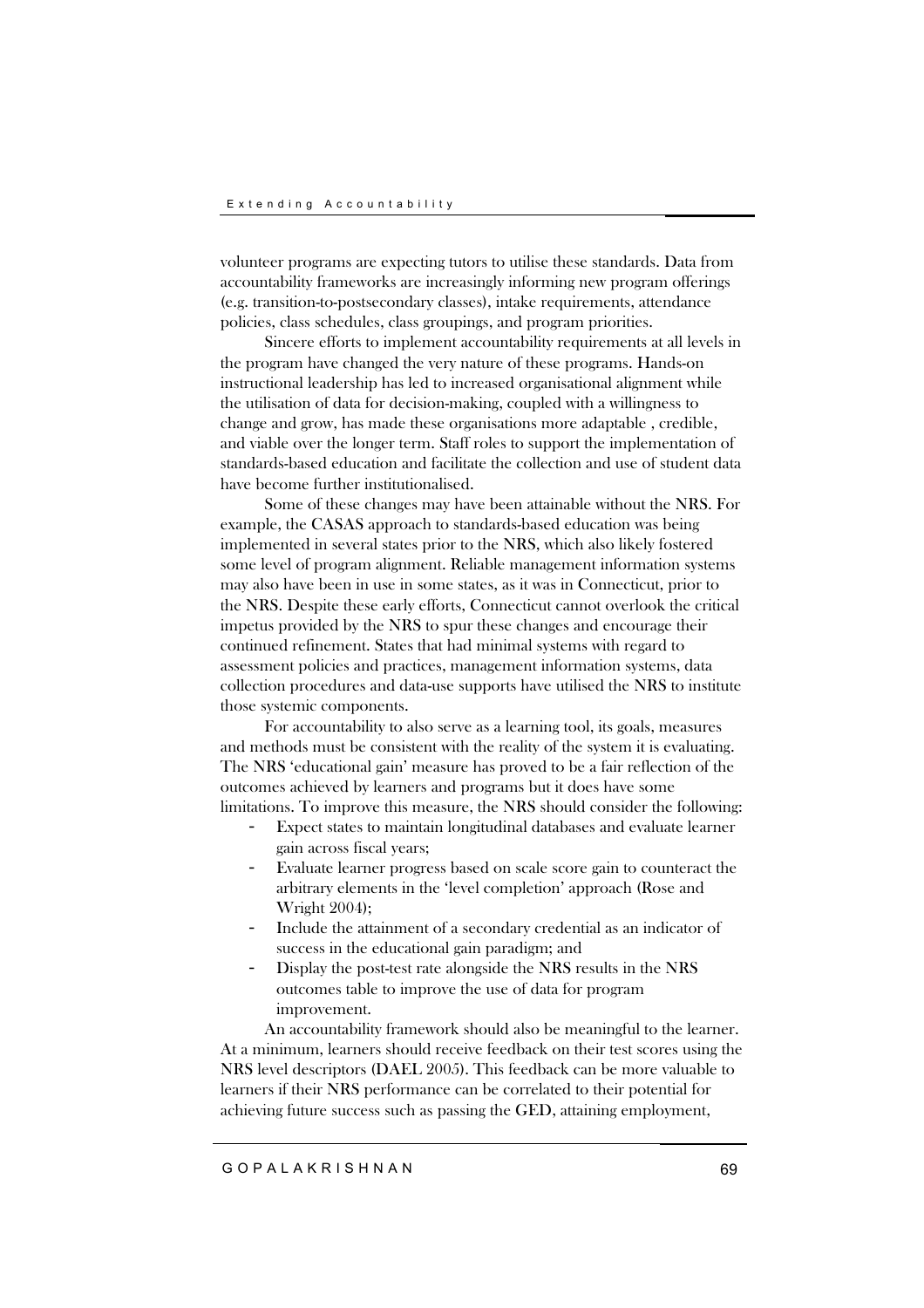volunteer programs are expecting tutors to utilise these standards. Data from accountability frameworks are increasingly informing new program offerings (e.g. transition-to-postsecondary classes), intake requirements, attendance policies, class schedules, class groupings, and program priorities.

Sincere efforts to implement accountability requirements at all levels in the program have changed the very nature of these programs. Hands-on instructional leadership has led to increased organisational alignment while the utilisation of data for decision-making, coupled with a willingness to change and grow, has made these organisations more adaptable , credible, and viable over the longer term. Staff roles to support the implementation of standards-based education and facilitate the collection and use of student data have become further institutionalised.

Some of these changes may have been attainable without the NRS. For example, the CASAS approach to standards-based education was being implemented in several states prior to the NRS, which also likely fostered some level of program alignment. Reliable management information systems may also have been in use in some states, as it was in Connecticut, prior to the NRS. Despite these early efforts, Connecticut cannot overlook the critical impetus provided by the NRS to spur these changes and encourage their continued refinement. States that had minimal systems with regard to assessment policies and practices, management information systems, data collection procedures and data-use supports have utilised the NRS to institute those systemic components.

For accountability to also serve as a learning tool, its goals, measures and methods must be consistent with the reality of the system it is evaluating. The NRS 'educational gain' measure has proved to be a fair reflection of the outcomes achieved by learners and programs but it does have some limitations. To improve this measure, the NRS should consider the following:

- Expect states to maintain longitudinal databases and evaluate learner gain across fiscal years;
- Evaluate learner progress based on scale score gain to counteract the arbitrary elements in the 'level completion' approach (Rose and Wright 2004);
- Include the attainment of a secondary credential as an indicator of success in the educational gain paradigm; and
- Display the post-test rate alongside the NRS results in the NRS outcomes table to improve the use of data for program improvement.

An accountability framework should also be meaningful to the learner. At a minimum, learners should receive feedback on their test scores using the NRS level descriptors (DAEL 2005). This feedback can be more valuable to learners if their NRS performance can be correlated to their potential for achieving future success such as passing the GED, attaining employment,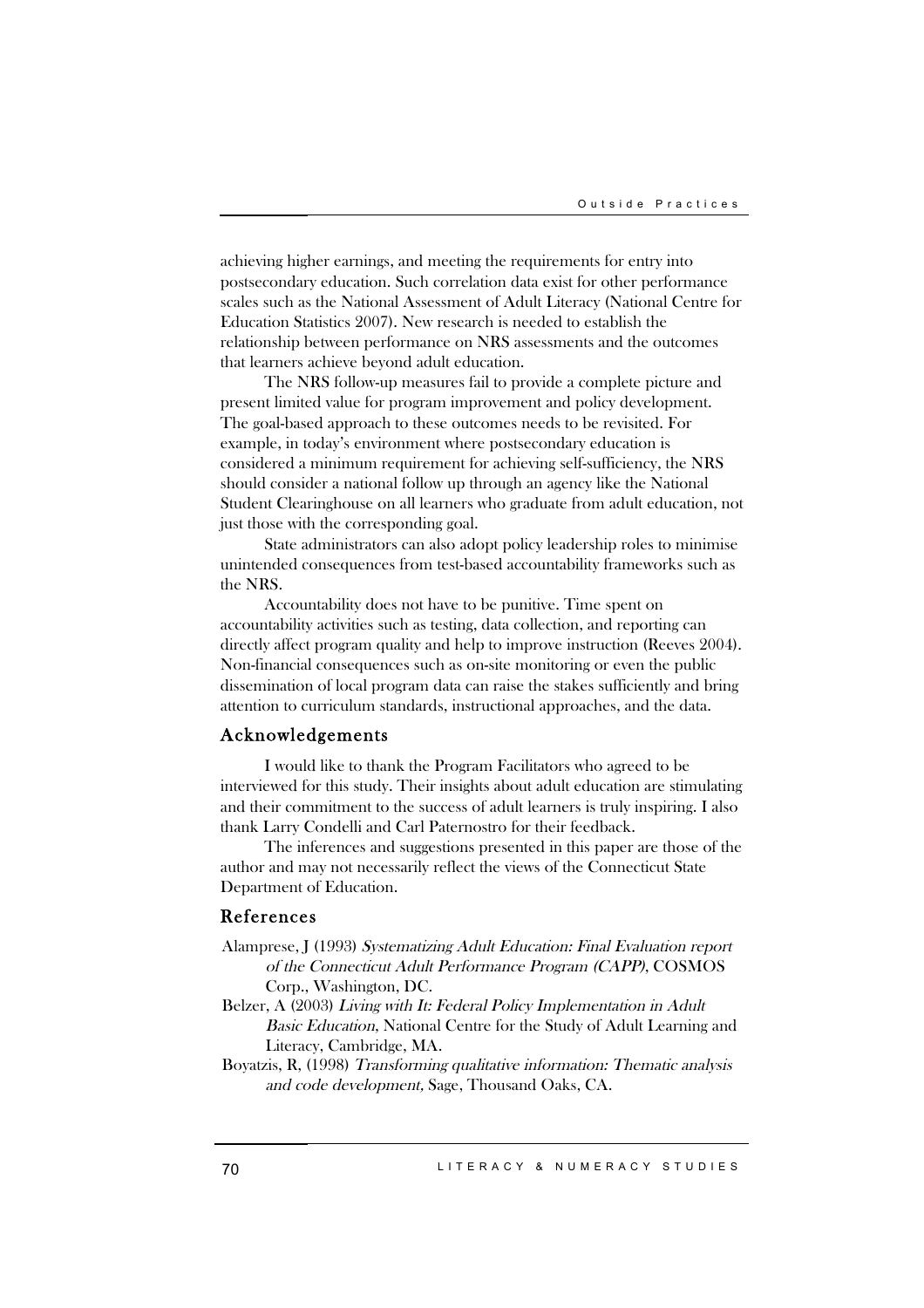achieving higher earnings, and meeting the requirements for entry into postsecondary education. Such correlation data exist for other performance scales such as the National Assessment of Adult Literacy (National Centre for Education Statistics 2007). New research is needed to establish the relationship between performance on NRS assessments and the outcomes that learners achieve beyond adult education.

The NRS follow-up measures fail to provide a complete picture and present limited value for program improvement and policy development. The goal-based approach to these outcomes needs to be revisited. For example, in today's environment where postsecondary education is considered a minimum requirement for achieving self-sufficiency, the NRS should consider a national follow up through an agency like the National Student Clearinghouse on all learners who graduate from adult education, not just those with the corresponding goal.

State administrators can also adopt policy leadership roles to minimise unintended consequences from test-based accountability frameworks such as the NRS.

Accountability does not have to be punitive. Time spent on accountability activities such as testing, data collection, and reporting can directly affect program quality and help to improve instruction (Reeves 2004). Non-financial consequences such as on-site monitoring or even the public dissemination of local program data can raise the stakes sufficiently and bring attention to curriculum standards, instructional approaches, and the data.

## Acknowledgements

I would like to thank the Program Facilitators who agreed to be interviewed for this study. Their insights about adult education are stimulating and their commitment to the success of adult learners is truly inspiring. I also thank Larry Condelli and Carl Paternostro for their feedback.

The inferences and suggestions presented in this paper are those of the author and may not necessarily reflect the views of the Connecticut State Department of Education.

## References

Alamprese, J (1993) *Systematizing Adult Education: Final Evaluation report of the Connecticut Adult Performance Program (CAPP)*, COSMOS Corp., Washington, DC.

Belzer, A (2003) *Living with It: Federal Policy Implementation in Adult Basic Education*, National Centre for the Study of Adult Learning and Literacy, Cambridge, MA.

Boyatzis, R, (1998) *Transforming qualitative information: Thematic analysis and code development,* Sage, Thousand Oaks, CA.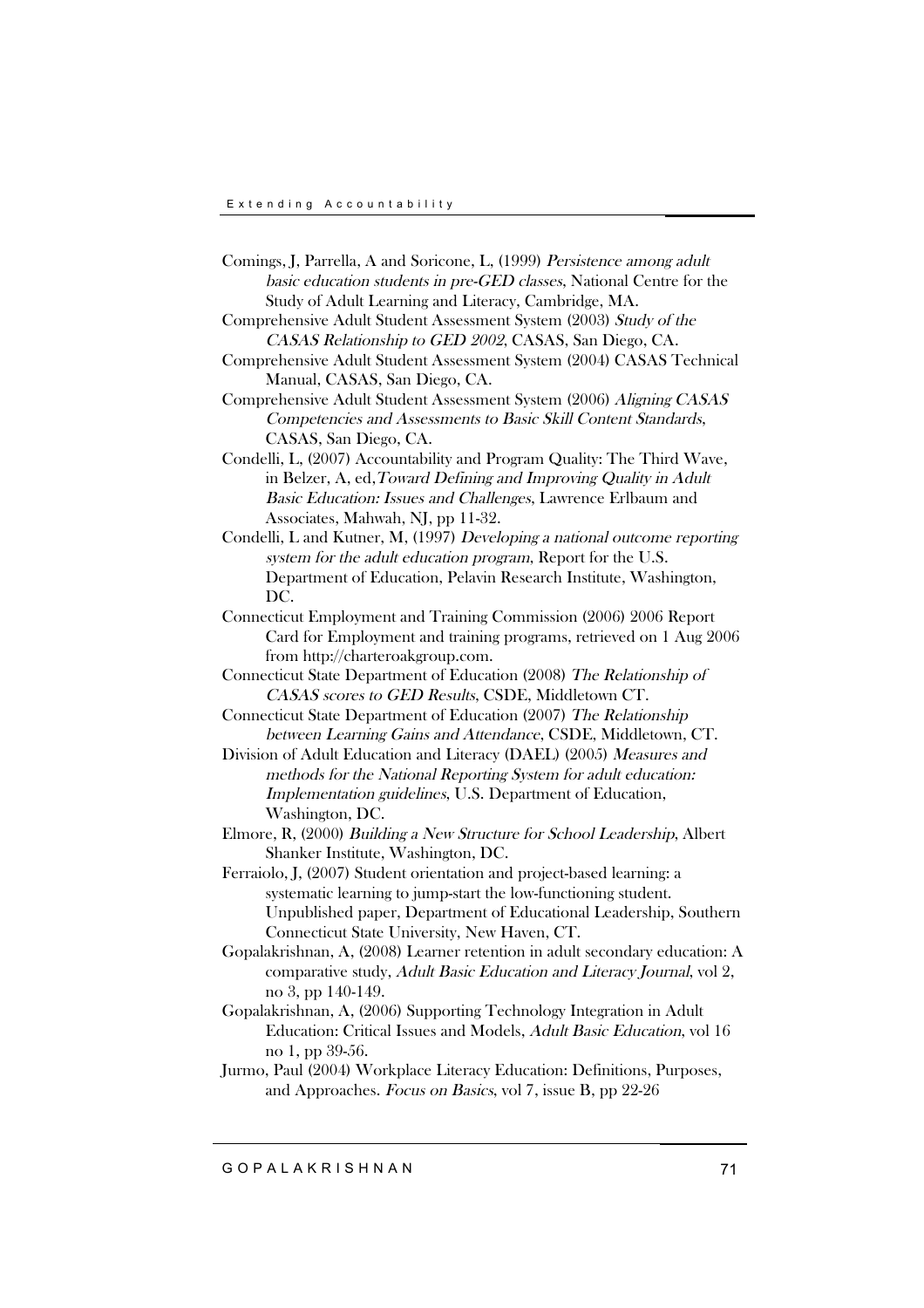Comings, J, Parrella, A and Soricone, L, (1999) *Persistence among adult basic education students in pre-GED classes*, National Centre for the Study of Adult Learning and Literacy, Cambridge, MA.

Comprehensive Adult Student Assessment System (2003) *Study of the CASAS Relationship to GED 2002*, CASAS, San Diego, CA.

Comprehensive Adult Student Assessment System (2004) CASAS Technical Manual, CASAS, San Diego, CA.

Comprehensive Adult Student Assessment System (2006) *Aligning CASAS Competencies and Assessments to Basic Skill Content Standards*, CASAS, San Diego, CA.

Condelli, L, (2007) Accountability and Program Quality: The Third Wave, in Belzer, A, ed,*Toward Defining and Improving Quality in Adult Basic Education: Issues and Challenges*, Lawrence Erlbaum and Associates, Mahwah, NJ, pp 11-32.

Condelli, L and Kutner, M, (1997) *Developing a national outcome reporting system for the adult education program*, Report for the U.S. Department of Education, Pelavin Research Institute, Washington, DC.

Connecticut Employment and Training Commission (2006) 2006 Report Card for Employment and training programs, retrieved on 1 Aug 2006 from http://charteroakgroup.com.

Connecticut State Department of Education (2008) *The Relationship of CASAS scores to GED Results*, CSDE, Middletown CT.

Connecticut State Department of Education (2007) *The Relationship between Learning Gains and Attendance*, CSDE, Middletown, CT.

Division of Adult Education and Literacy (DAEL) (2005) *Measures and methods for the National Reporting System for adult education: Implementation guidelines*, U.S. Department of Education, Washington, DC.

Elmore, R, (2000) *Building a New Structure for School Leadership*, Albert Shanker Institute, Washington, DC.

Ferraiolo, J, (2007) Student orientation and project-based learning: a systematic learning to jump-start the low-functioning student. Unpublished paper, Department of Educational Leadership, Southern Connecticut State University, New Haven, CT.

Gopalakrishnan, A, (2008) Learner retention in adult secondary education: A comparative study, *Adult Basic Education and Literacy Journal*, vol 2, no 3, pp 140-149.

Gopalakrishnan, A, (2006) Supporting Technology Integration in Adult Education: Critical Issues and Models, *Adult Basic Education*, vol 16 no 1, pp 39-56.

Jurmo, Paul (2004) Workplace Literacy Education: Definitions, Purposes, and Approaches. *Focus on Basics*, vol 7, issue B, pp 22-26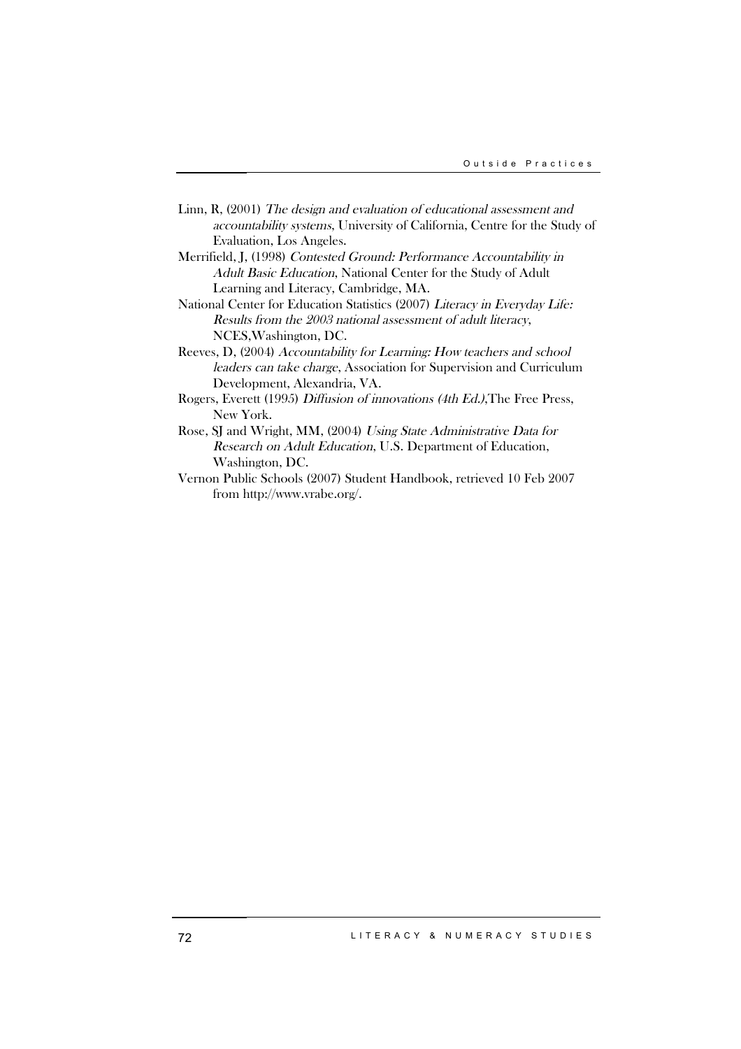Linn, R, (2001) *The design and evaluation of educational assessment and accountability systems*, University of California, Centre for the Study of Evaluation, Los Angeles.

Merrifield, J, (1998) *Contested Ground: Performance Accountability in Adult Basic Education*, National Center for the Study of Adult Learning and Literacy, Cambridge, MA.

National Center for Education Statistics (2007) *Literacy in Everyday Life: Results from the 2003 national assessment of adult literacy*, NCES,Washington, DC.

Reeves, D, (2004) *Accountability for Learning: How teachers and school leaders can take charge*, Association for Supervision and Curriculum Development, Alexandria, VA.

Rogers, Everett (1995) *Diffusion of innovations (4th Ed.)*,The Free Press, New York.

Rose, SJ and Wright, MM, (2004) *Using State Administrative Data for Research on Adult Education*, U.S. Department of Education, Washington, DC.

Vernon Public Schools (2007) Student Handbook, retrieved 10 Feb 2007 from http://www.vrabe.org/.